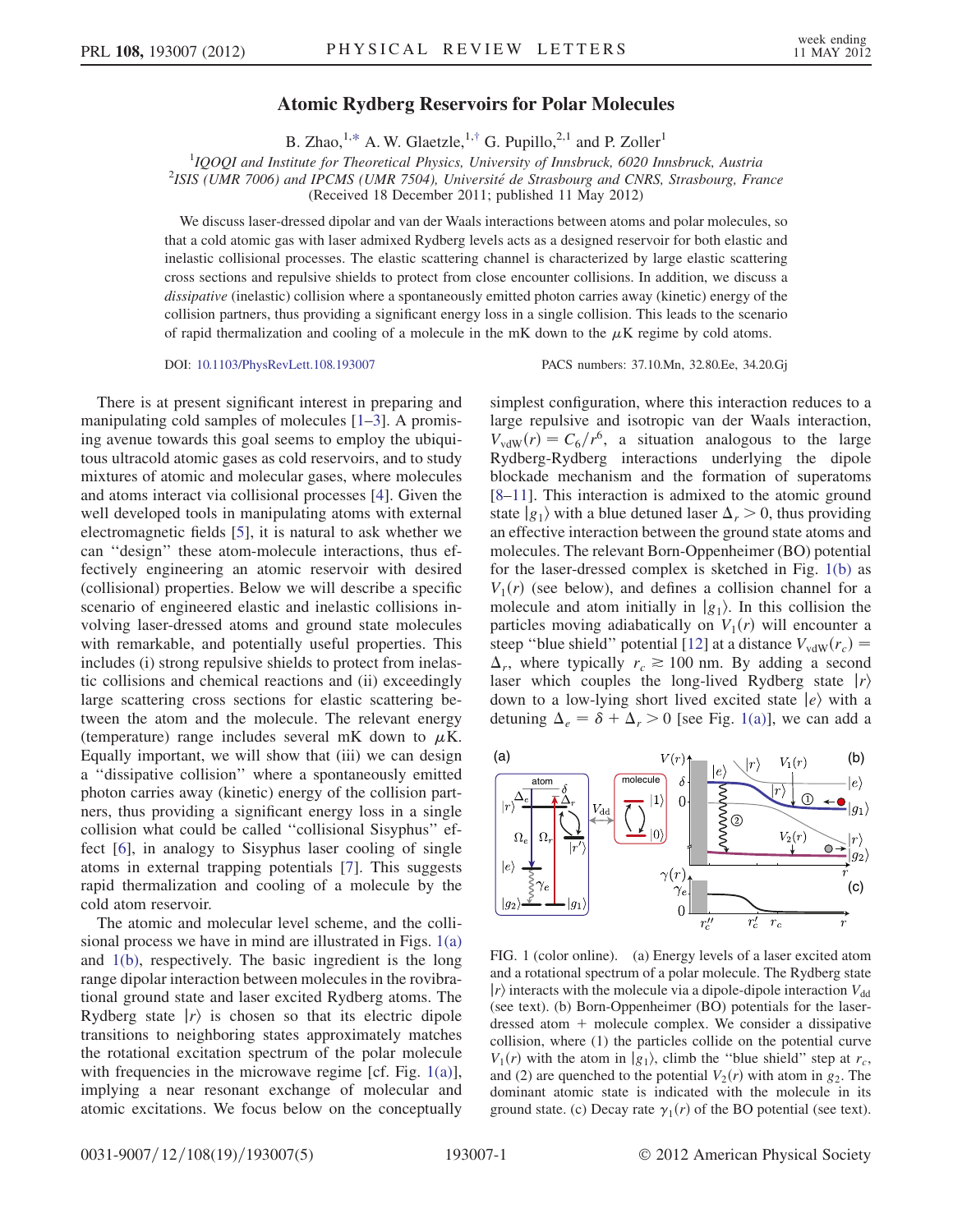# Atomic Rydberg Reservoirs for Polar Molecules

B. Zhao,[1,*] A. W. Glaetzle,[1,†] G. Pupillo,[2,1] and P. Zoller[1]

[1]IQOQI and Institute for Theoretical Physics, University of Innsbruck, 6020 Innsbruck, Austria
[2]ISIS (UMR 7006) and IPCMS (UMR 7504), Université de Strasbourg and CNRS, Strasbourg, France
(Received 18 December 2011; published 11 May 2012)

We discuss laser-dressed dipolar and van der Waals interactions between atoms and polar molecules, so that a cold atomic gas with laser admixed Rydberg levels acts as a designed reservoir for both elastic and inelastic collisional processes. The elastic scattering channel is characterized by large elastic scattering cross sections and repulsive shields to protect from close encounter collisions. In addition, we discuss a *dissipative* (inelastic) collision where a spontaneously emitted photon carries away (kinetic) energy of the collision partners, thus providing a significant energy loss in a single collision. This leads to the scenario of rapid thermalization and cooling of a molecule in the mK down to the $\mu$K regime by cold atoms.

DOI: 10.1103/PhysRevLett.108.193007 PACS numbers: 37.10.Mn, 32.80.Ee, 34.20.Gj

There is at present significant interest in preparing and manipulating cold samples of molecules [1–3]. A promising avenue towards this goal seems to employ the ubiquitous ultracold atomic gases as cold reservoirs, and to study mixtures of atomic and molecular gases, where molecules and atoms interact via collisional processes [4]. Given the well developed tools in manipulating atoms with external electromagnetic fields [5], it is natural to ask whether we can "design" these atom-molecule interactions, thus effectively engineering an atomic reservoir with desired (collisional) properties. Below we will describe a specific scenario of engineered elastic and inelastic collisions involving laser-dressed atoms and ground state molecules with remarkable, and potentially useful properties. This includes (i) strong repulsive shields to protect from inelastic collisions and chemical reactions and (ii) exceedingly large scattering cross sections for elastic scattering between the atom and the molecule. The relevant energy (temperature) range includes several mK down to $\mu$K. Equally important, we will show that (iii) we can design a "dissipative collision" where a spontaneously emitted photon carries away (kinetic) energy of the collision partners, thus providing a significant energy loss in a single collision what could be called "collisional Sisyphus" effect [6], in analogy to Sisyphus laser cooling of single atoms in external trapping potentials [7]. This suggests rapid thermalization and cooling of a molecule by the cold atom reservoir.

The atomic and molecular level scheme, and the collisional process we have in mind are illustrated in Figs. 1(a) and 1(b), respectively. The basic ingredient is the long range dipolar interaction between molecules in the rovibrational ground state and laser excited Rydberg atoms. The Rydberg state $|r\rangle$ is chosen so that its electric dipole transitions to neighboring states approximately matches the rotational excitation spectrum of the polar molecule with frequencies in the microwave regime [cf. Fig. 1(a)], implying a near resonant exchange of molecular and atomic excitations. We focus below on the conceptually simplest configuration, where this interaction reduces to a large repulsive and isotropic van der Waals interaction, $V_{\mathrm{vdW}}(r) = C_6/r^6$, a situation analogous to the large Rydberg-Rydberg interactions underlying the dipole blockade mechanism and the formation of superatoms [8–11]. This interaction is admixed to the atomic ground state $|g_1\rangle$ with a blue detuned laser $\Delta_r > 0$, thus providing an effective interaction between the ground state atoms and molecules. The relevant Born-Oppenheimer (BO) potential for the laser-dressed complex is sketched in Fig. 1(b) as $V_1(r)$ (see below), and defines a collision channel for a molecule and atom initially in $|g_1\rangle$. In this collision the particles moving adiabatically on $V_1(r)$ will encounter a steep "blue shield" potential [12] at a distance $V_{\mathrm{vdW}}(r_c) = \Delta_r$, where typically $r_c \gtrsim 100$ nm. By adding a second laser which couples the long-lived Rydberg state $|r\rangle$ down to a low-lying short lived excited state $|e\rangle$ with a detuning $\Delta_e = \delta + \Delta_r > 0$ [see Fig. 1(a)], we can add a

FIG. 1 (color online). (a) Energy levels of a laser excited atom and a rotational spectrum of a polar molecule. The Rydberg state $|r\rangle$ interacts with the molecule via a dipole-dipole interaction $V_{\mathrm{dd}}$ (see text). (b) Born-Oppenheimer (BO) potentials for the laser-dressed atom + molecule complex. We consider a dissipative collision, where (1) the particles collide on the potential curve $V_1(r)$ with the atom in $|g_1\rangle$, climb the "blue shield" step at $r_c$, and (2) are quenched to the potential $V_2(r)$ with atom in $g_2$. The dominant atomic state is indicated with the molecule in its ground state. (c) Decay rate $\gamma_1(r)$ of the BO potential (see text).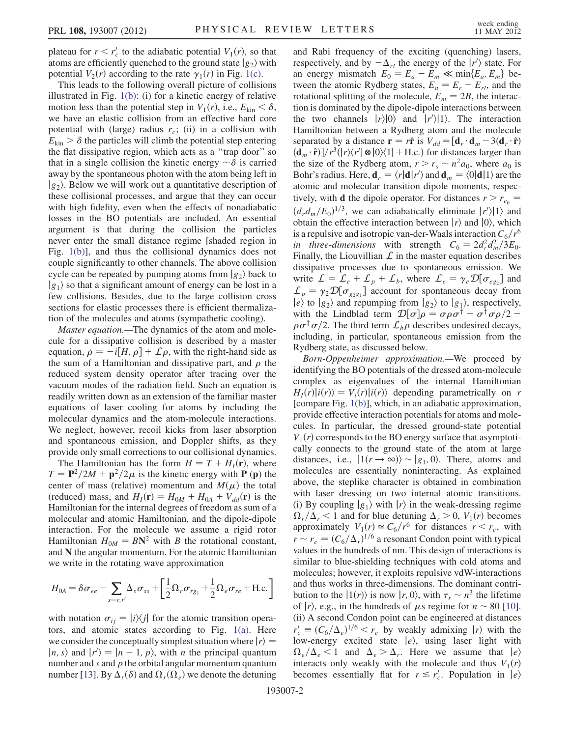plateau for $r < r_c'$ to the adiabatic potential $V_1(r)$, so that atoms are efficiently quenched to the ground state $|g_2\rangle$ with potential $V_2(r)$ according to the rate $\gamma_1(r)$ in Fig. 1(c).

This leads to the following overall picture of collisions illustrated in Fig. 1(b): (i) for a kinetic energy of relative motion less than the potential step in $V_1(r)$, i.e., $E_{\rm kin} < \delta$, we have an elastic collision from an effective hard core potential with (large) radius $r_c$; (ii) in a collision with $E_{\rm kin} > \delta$ the particles will climb the potential step entering the flat dissipative region, which acts as a "trap door" so that in a single collision the kinetic energy $\sim\delta$ is carried away by the spontaneous photon with the atom being left in $|g_2\rangle$. Below we will work out a quantitative description of these collisional processes, and argue that they can occur with high fidelity, even when the effects of nonadiabatic losses in the BO potentials are included. An essential argument is that during the collision the particles never enter the small distance regime [shaded region in Fig. 1(b)], and thus the collisional dynamics does not couple significantly to other channels. The above collision cycle can be repeated by pumping atoms from $|g_2\rangle$ back to $|g_1\rangle$ so that a significant amount of energy can be lost in a few collisions. Besides, due to the large collision cross sections for elastic processes there is efficient thermalization of the molecules and atoms (sympathetic cooling).

*Master equation.*—The dynamics of the atom and molecule for a dissipative collision is described by a master equation, $\dot{\rho} = -i[H, \rho] + \mathcal{L}\rho$, with the right-hand side as the sum of a Hamiltonian and dissipative part, and $\rho$ the reduced system density operator after tracing over the vacuum modes of the radiation field. Such an equation is readily written down as an extension of the familiar master equations of laser cooling for atoms by including the molecular dynamics and the atom-molecule interactions. We neglect, however, recoil kicks from laser absorption and spontaneous emission, and Doppler shifts, as they provide only small corrections to our collisional dynamics.

The Hamiltonian has the form $H = T + H_I(\mathbf{r})$, where $T = \mathbf{P}^2/2M + \mathbf{p}^2/2\mu$ is the kinetic energy with $\mathbf{P}$ ($\mathbf{p}$) the center of mass (relative) momentum and $M(\mu)$ the total (reduced) mass, and $H_I(\mathbf{r}) = H_{0M} + H_{0A} + V_{dd}(\mathbf{r})$ is the Hamiltonian for the internal degrees of freedom as sum of a molecular and atomic Hamiltonian, and the dipole-dipole interaction. For the molecule we assume a rigid rotor Hamiltonian $H_{0M} = B\mathbf{N}^2$ with $B$ the rotational constant, and $\mathbf{N}$ the angular momentum. For the atomic Hamiltonian we write in the rotating wave approximation

$$H_{0A} = \delta\sigma_{ee} - \sum_{s=r,r'} \Delta_s \sigma_{ss} + \left[\frac{1}{2}\Omega_r \sigma_{rg_1} + \frac{1}{2}\Omega_e \sigma_{re} + \text{H.c.}\right]$$

with notation $\sigma_{ij} = |i\rangle\langle j|$ for the atomic transition operators, and atomic states according to Fig. 1(a). Here we consider the conceptually simplest situation where $|r\rangle = |n, s\rangle$ and $|r'\rangle = |n-1, p\rangle$, with $n$ the principal quantum number and $s$ and $p$ the orbital angular momentum quantum number [13]. By $\Delta_r(\delta)$ and $\Omega_r(\Omega_e)$ we denote the detuning and Rabi frequency of the exciting (quenching) lasers, respectively, and by $-\Delta_{r'}$ the energy of the $|r'\rangle$ state. For an energy mismatch $E_0 = E_a - E_m \ll \min\{E_a, E_m\}$ between the atomic Rydberg states, $E_a = E_r - E_{r'}$, and the rotational splitting of the molecule, $E_m = 2B$, the interaction is dominated by the dipole-dipole interactions between the two channels $|r\rangle|0\rangle$ and $|r'\rangle|1\rangle$. The interaction Hamiltonian between a Rydberg atom and the molecule separated by a distance $\mathbf{r} = r\hat{\mathbf{r}}$ is $V_{dd} = [\mathbf{d}_r \cdot \mathbf{d}_m - 3(\mathbf{d}_r \cdot \hat{\mathbf{r}})(\mathbf{d}_m \cdot \hat{\mathbf{r}})]/r^3(|r\rangle\langle r'| \otimes |0\rangle\langle 1| + \text{H.c.})$ for distances larger than the size of the Rydberg atom, $r > r_s \sim n^2 a_0$, where $a_0$ is Bohr's radius. Here, $\mathbf{d}_r = \langle r|\mathbf{d}|r'\rangle$ and $\mathbf{d}_m = \langle 0|\mathbf{d}|1\rangle$ are the atomic and molecular transition dipole moments, respectively, with $\mathbf{d}$ the dipole operator. For distances $r > r_{c_0} = (d_r d_m/E_0)^{1/3}$, we can adiabatically eliminate $|r'\rangle|1\rangle$ and obtain the effective interaction between $|r\rangle$ and $|0\rangle$, which is a repulsive and isotropic van-der-Waals interaction $C_6/r^6$ *in three-dimensions* with strength $C_6 = 2d_r^2 d_m^2/3E_0$. Finally, the Liouvillian $\mathcal{L}$ in the master equation describes dissipative processes due to spontaneous emission. We write $\mathcal{L} = \mathcal{L}_e + \mathcal{L}_p + \mathcal{L}_b$, where $\mathcal{L}_e = \gamma_e \mathcal{D}[\sigma_{eg_2}]$ and $\mathcal{L}_p = \gamma_2 \mathcal{D}[\sigma_{g_2 g_1}]$ account for spontaneous decay from $|e\rangle$ to $|g_2\rangle$ and repumping from $|g_2\rangle$ to $|g_1\rangle$, respectively, with the Lindblad term $\mathcal{D}[\sigma]\rho = \sigma\rho\sigma^\dagger - \sigma^\dagger\sigma\rho/2 - \rho\sigma^\dagger\sigma/2$. The third term $\mathcal{L}_b\rho$ describes undesired decays, including, in particular, spontaneous emission from the Rydberg state, as discussed below.

*Born-Oppenheimer approximation.*—We proceed by identifying the BO potentials of the dressed atom-molecule complex as eigenvalues of the internal Hamiltonian $H_I(r)|i(r)\rangle = V_i(r)|i(r)\rangle$ depending parametrically on $r$ [compare Fig. 1(b)], which, in an adiabatic approximation, provide effective interaction potentials for atoms and molecules. In particular, the dressed ground-state potential $V_1(r)$ corresponds to the BO energy surface that asymptotically connects to the ground state of the atom at large distances, i.e., $|1(r \to \infty)\rangle \sim |g_1, 0\rangle$. There, atoms and molecules are essentially noninteracting. As explained above, the steplike character is obtained in combination with laser dressing on two internal atomic transitions. (i) By coupling $|g_1\rangle$ with $|r\rangle$ in the weak-dressing regime $\Omega_r/\Delta_r < 1$ and for blue detuning $\Delta_r > 0$, $V_1(r)$ becomes approximately $V_1(r) \simeq C_6/r^6$ for distances $r < r_c$, with $r \sim r_c = (C_6/\Delta_r)^{1/6}$ a resonant Condon point with typical values in the hundreds of nm. This design of interactions is similar to blue-shielding techniques with cold atoms and molecules; however, it exploits repulsive vdW-interactions and thus works in three-dimensions. The dominant contribution to the $|1(r)\rangle$ is now $|r, 0\rangle$, with $\tau_r \sim n^3$ the lifetime of $|r\rangle$, e.g., in the hundreds of $\mu$s regime for $n \sim 80$ [10]. (ii) A second Condon point can be engineered at distances $r_c' \equiv (C_6/\Delta_e)^{1/6} < r_c$ by weakly admixing $|r\rangle$ with the low-energy excited state $|e\rangle$, using laser light with $\Omega_e/\Delta_e < 1$ and $\Delta_e > \Delta_r$. Here we assume that $|e\rangle$ interacts only weakly with the molecule and thus $V_1(r)$ becomes essentially flat for $r \lesssim r_c'$. Population in $|e\rangle$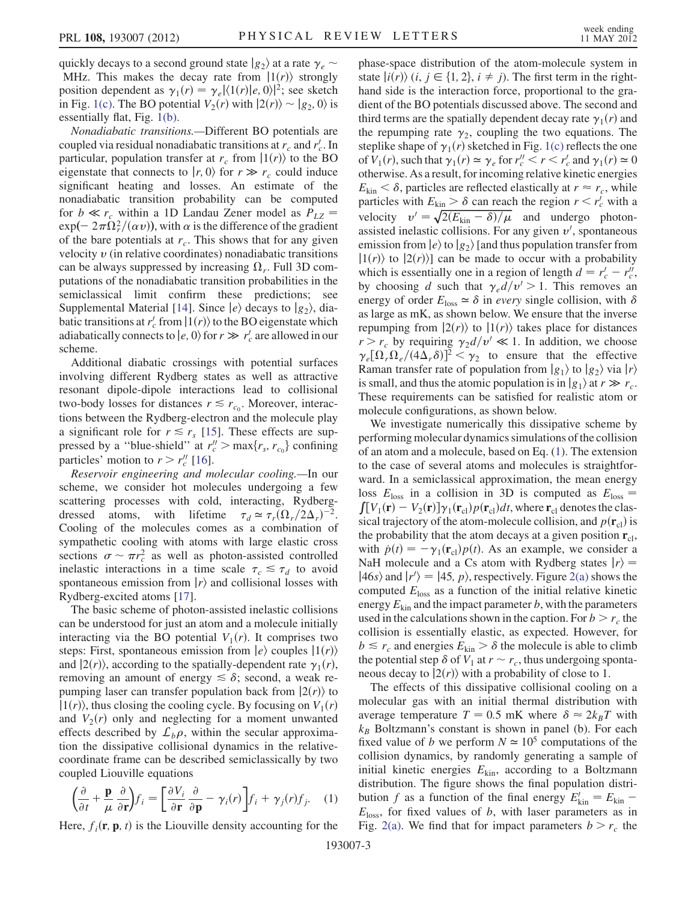quickly decays to a second ground state $|g_2\rangle$ at a rate $\gamma_e \sim$ MHz. This makes the decay rate from $|1(r)\rangle$ strongly position dependent as $\gamma_1(r) = \gamma_e|\langle 1(r)|e, 0\rangle|^2$; see sketch in Fig. 1(c). The BO potential $V_2(r)$ with $|2(r)\rangle \sim |g_2, 0\rangle$ is essentially flat, Fig. 1(b).

*Nonadiabatic transitions.*—Different BO potentials are coupled via residual nonadiabatic transitions at $r_c$ and $r_c'$. In particular, population transfer at $r_c$ from $|1(r)\rangle$ to the BO eigenstate that connects to $|r, 0\rangle$ for $r \gg r_c$ could induce significant heating and losses. An estimate of the nonadiabatic transition probability can be computed for $b \ll r_c$ within a 1D Landau Zener model as $P_{LZ} = \exp(-2\pi\Omega_r^2/(\alpha v))$, with $\alpha$ is the difference of the gradient of the bare potentials at $r_c$. This shows that for any given velocity $v$ (in relative coordinates) nonadiabatic transitions can be always suppressed by increasing $\Omega_r$. Full 3D computations of the nonadiabatic transition probabilities in the semiclassical limit confirm these predictions; see Supplemental Material [14]. Since $|e\rangle$ decays to $|g_2\rangle$, diabatic transitions at $r_c'$ from $|1(r)\rangle$ to the BO eigenstate which adiabatically connects to $|e, 0\rangle$ for $r \gg r_c'$ are allowed in our scheme.

Additional diabatic crossings with potential surfaces involving different Rydberg states as well as attractive resonant dipole-dipole interactions lead to collisional two-body losses for distances $r \lesssim r_{c_0}$. Moreover, interactions between the Rydberg-electron and the molecule play a significant role for $r \lesssim r_s$ [15]. These effects are suppressed by a "blue-shield" at $r_c'' > \max\{r_s, r_{c_0}\}$ confining particles' motion to $r > r_c''$ [16].

*Reservoir engineering and molecular cooling.*—In our scheme, we consider hot molecules undergoing a few scattering processes with cold, interacting, Rydberg-dressed atoms, with lifetime $\tau_d \simeq \tau_r(\Omega_r/2\Delta_r)^{-2}$. Cooling of the molecules comes as a combination of sympathetic cooling with atoms with large elastic cross sections $\sigma \sim \pi r_c^2$ as well as photon-assisted controlled inelastic interactions in a time scale $\tau_c \lesssim \tau_d$ to avoid spontaneous emission from $|r\rangle$ and collisional losses with Rydberg-excited atoms [17].

The basic scheme of photon-assisted inelastic collisions can be understood for just an atom and a molecule initially interacting via the BO potential $V_1(r)$. It comprises two steps: First, spontaneous emission from $|e\rangle$ couples $|1(r)\rangle$ and $|2(r)\rangle$, according to the spatially-dependent rate $\gamma_1(r)$, removing an amount of energy $\lesssim \delta$; second, a weak repumping laser can transfer population back from $|2(r)\rangle$ to $|1(r)\rangle$, thus closing the cooling cycle. By focusing on $V_1(r)$ and $V_2(r)$ only and neglecting for a moment unwanted effects described by $\mathcal{L}_b\rho$, within the secular approximation the dissipative collisional dynamics in the relative-coordinate frame can be described semiclassically by two coupled Liouville equations

$$\left(\frac{\partial}{\partial t} + \frac{\mathbf{p}}{\mu}\frac{\partial}{\partial \mathbf{r}}\right)f_i = \left[\frac{\partial V_i}{\partial \mathbf{r}}\frac{\partial}{\partial \mathbf{p}} - \gamma_i(r)\right]f_i + \gamma_j(r)f_j. \quad (1)$$

Here, $f_i(\mathbf{r}, \mathbf{p}, t)$ is the Liouville density accounting for the phase-space distribution of the atom-molecule system in state $|i(r)\rangle$ ($i, j \in \{1, 2\}$, $i \neq j$). The first term in the right-hand side is the interaction force, proportional to the gradient of the BO potentials discussed above. The second and third terms are the spatially dependent decay rate $\gamma_1(r)$ and the repumping rate $\gamma_2$, coupling the two equations. The steplike shape of $\gamma_1(r)$ sketched in Fig. 1(c) reflects the one of $V_1(r)$, such that $\gamma_1(r) \simeq \gamma_e$ for $r_c'' < r < r_c'$ and $\gamma_1(r) \simeq 0$ otherwise. As a result, for incoming relative kinetic energies $E_{\rm kin} < \delta$, particles are reflected elastically at $r \approx r_c$, while particles with $E_{\rm kin} > \delta$ can reach the region $r < r_c'$ with a velocity $v' = \sqrt{2(E_{\rm kin} - \delta)/\mu}$ and undergo photon-assisted inelastic collisions. For any given $v'$, spontaneous emission from $|e\rangle$ to $|g_2\rangle$ [and thus population transfer from $|1(r)\rangle$ to $|2(r)\rangle$] can be made to occur with a probability which is essentially one in a region of length $d = r_c' - r_c''$, by choosing $d$ such that $\gamma_e d/v' > 1$. This removes an energy of order $E_{\rm loss} \simeq \delta$ in *every* single collision, with $\delta$ as large as mK, as shown below. We ensure that the inverse repumping from $|2(r)\rangle$ to $|1(r)\rangle$ takes place for distances $r > r_c$ by requiring $\gamma_2 d/v' \ll 1$. In addition, we choose $\gamma_e[\Omega_r\Omega_e/(4\Delta_r\delta)]^2 < \gamma_2$ to ensure that the effective Raman transfer rate of population from $|g_1\rangle$ to $|g_2\rangle$ via $|r\rangle$ is small, and thus the atomic population is in $|g_1\rangle$ at $r \gg r_c$. These requirements can be satisfied for realistic atom or molecule configurations, as shown below.

We investigate numerically this dissipative scheme by performing molecular dynamics simulations of the collision of an atom and a molecule, based on Eq. (1). The extension to the case of several atoms and molecules is straightforward. In a semiclassical approximation, the mean energy loss $E_{\rm loss}$ in a collision in 3D is computed as $E_{\rm loss} = \int [V_1(\mathbf{r}) - V_2(\mathbf{r})]\gamma_1(\mathbf{r}_{\rm cl})p(\mathbf{r}_{\rm cl})dt$, where $\mathbf{r}_{\rm cl}$ denotes the classical trajectory of the atom-molecule collision, and $p(\mathbf{r}_{\rm cl})$ is the probability that the atom decays at a given position $\mathbf{r}_{\rm cl}$, with $\dot{p}(t) = -\gamma_1(\mathbf{r}_{\rm cl})p(t)$. As an example, we consider a NaH molecule and a Cs atom with Rydberg states $|r\rangle = |46s\rangle$ and $|r'\rangle = |45, p\rangle$, respectively. Figure 2(a) shows the computed $E_{\rm loss}$ as a function of the initial relative kinetic energy $E_{\rm kin}$ and the impact parameter $b$, with the parameters used in the calculations shown in the caption. For $b > r_c$ the collision is essentially elastic, as expected. However, for $b \lesssim r_c$ and energies $E_{\rm kin} > \delta$ the molecule is able to climb the potential step $\delta$ of $V_1$ at $r \sim r_c$, thus undergoing spontaneous decay to $|2(r)\rangle$ with a probability of close to 1.

The effects of this dissipative collisional cooling on a molecular gas with an initial thermal distribution with average temperature $T = 0.5$ mK where $\delta \approx 2k_BT$ with $k_B$ Boltzmann's constant is shown in panel (b). For each fixed value of $b$ we perform $N \simeq 10^5$ computations of the collision dynamics, by randomly generating a sample of initial kinetic energies $E_{\rm kin}$, according to a Boltzmann distribution. The figure shows the final population distribution $f$ as a function of the final energy $E_{\rm kin}' = E_{\rm kin} - E_{\rm loss}$, for fixed values of $b$, with laser parameters as in Fig. 2(a). We find that for impact parameters $b > r_c$ the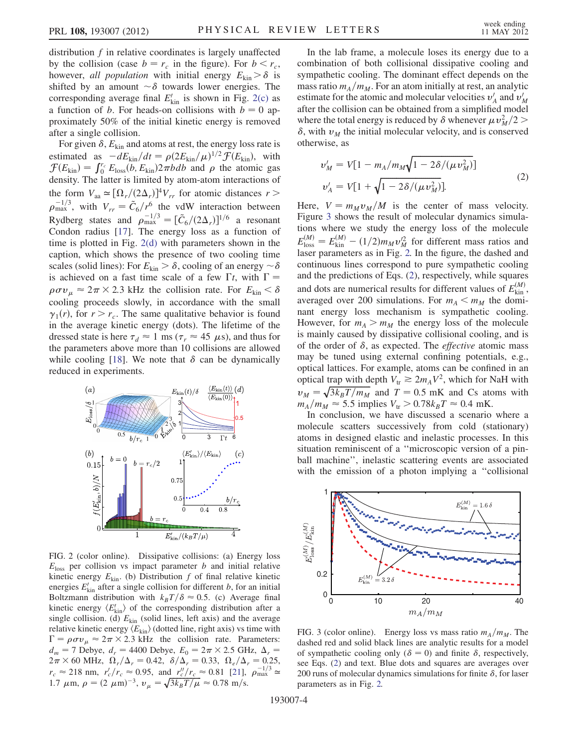distribution $f$ in relative coordinates is largely unaffected by the collision (case $b = r_c$ in the figure). For $b < r_c$, however, *all population* with initial energy $E_{\rm kin} > \delta$ is shifted by an amount $\sim\delta$ towards lower energies. The corresponding average final $E'_{\rm kin}$ is shown in Fig. 2(c) as a function of $b$. For heads-on collisions with $b = 0$ approximately 50% of the initial kinetic energy is removed after a single collision.

For given $\delta$, $E_{\rm kin}$ and atoms at rest, the energy loss rate is estimated as $-dE_{\rm kin}/dt = \rho(2E_{\rm kin}/\mu)^{1/2}\mathcal{F}(E_{\rm kin})$, with $\mathcal{F}(E_{\rm kin}) = \int_0^{r_c} E_{\rm loss}(b, E_{\rm kin})2\pi b db$ and $\rho$ the atomic gas density. The latter is limited by atom-atom interactions of the form $V_{\rm aa} \simeq [\Omega_r/(2\Delta_r)]^4 V_{rr}$ for atomic distances $r > \rho_{\rm max}^{-1/3}$, with $V_{rr} = \tilde{C}_6/r^6$ the vdW interaction between Rydberg states and $\rho_{\rm max}^{-1/3} = [\tilde{C}_6/(2\Delta_r)]^{1/6}$ a resonant Condon radius [17]. The energy loss as a function of time is plotted in Fig. 2(d) with parameters shown in the caption, which shows the presence of two cooling time scales (solid lines): For $E_{\rm kin} > \delta$, cooling of an energy $\sim\delta$ is achieved on a fast time scale of a few $\Gamma t$, with $\Gamma = \rho\sigma v_\mu \approx 2\pi \times 2.3$ kHz the collision rate. For $E_{\rm kin} < \delta$ cooling proceeds slowly, in accordance with the small $\gamma_1(r)$, for $r > r_c$. The same qualitative behavior is found in the average kinetic energy (dots). The lifetime of the dressed state is here $\tau_d \approx 1$ ms ($\tau_r \approx 45$ $\mu$s), and thus for the parameters above more than 10 collisions are allowed while cooling [18]. We note that $\delta$ can be dynamically reduced in experiments.

FIG. 2 (color online). Dissipative collisions: (a) Energy loss $E_{\rm loss}$ per collision vs impact parameter $b$ and initial relative kinetic energy $E_{\rm kin}$. (b) Distribution $f$ of final relative kinetic energies $E'_{\rm kin}$ after a single collision for different $b$, for an initial Boltzmann distribution with $k_BT/\delta \approx 0.5$. (c) Average final kinetic energy $\langle E'_{\rm kin}\rangle$ of the corresponding distribution after a single collision. (d) $E_{\rm kin}$ (solid lines, left axis) and the average relative kinetic energy $\langle E_{\rm kin}\rangle$ (dotted line, right axis) vs time with $\Gamma = \rho\sigma v_\mu \approx 2\pi \times 2.3$ kHz the collision rate. Parameters: $d_m = 7$ Debye, $d_r = 4400$ Debye, $E_0 = 2\pi \times 2.5$ GHz, $\Delta_r = 2\pi \times 60$ MHz, $\Omega_r/\Delta_r = 0.42$, $\delta/\Delta_r = 0.33$, $\Omega_e/\Delta_r = 0.25$, $r_c \approx 218$ nm, $r'_c/r_c \approx 0.95$, and $r''_c/r_c \approx 0.81$ [21], $\rho_{\rm max}^{-1/3} \simeq 1.7$ $\mu$m, $\rho = (2\ \mu{\rm m})^{-3}$, $v_\mu = \sqrt{3k_BT/\mu} \approx 0.78$ m/s.

In the lab frame, a molecule loses its energy due to a combination of both collisional dissipative cooling and sympathetic cooling. The dominant effect depends on the mass ratio $m_A/m_M$. For an atom initially at rest, an analytic estimate for the atomic and molecular velocities $v'_A$ and $v'_M$ after the collision can be obtained from a simplified model where the total energy is reduced by $\delta$ whenever $\mu v_M^2/2 > \delta$, with $v_M$ the initial molecular velocity, and is conserved otherwise, as

$$
\begin{aligned}
v'_M &= V[1 - m_A/m_M\sqrt{1 - 2\delta/(\mu v_M^2)}] \\
v'_A &= V[1 + \sqrt{1 - 2\delta/(\mu v_M^2)}].
\end{aligned}
\tag{2}
$$

Here, $V = m_M v_M/M$ is the center of mass velocity. Figure 3 shows the result of molecular dynamics simulations where we study the energy loss of the molecule $E_{\rm loss}^{(M)} = E_{\rm kin}^{(M)} - (1/2)m_M v_M'^2$ for different mass ratios and laser parameters as in Fig. 2. In the figure, the dashed and continuous lines correspond to pure sympathetic cooling and the predictions of Eqs. (2), respectively, while squares and dots are numerical results for different values of $E_{\rm kin}^{(M)}$, averaged over 200 simulations. For $m_A < m_M$ the dominant energy loss mechanism is sympathetic cooling. However, for $m_A > m_M$ the energy loss of the molecule is mainly caused by dissipative collisional cooling, and is of the order of $\delta$, as expected. The *effective* atomic mass may be tuned using external confining potentials, e.g., optical lattices. For example, atoms can be confined in an optical trap with depth $V_{\rm tr} \gtrsim 2m_A V^2$, which for NaH with $v_M = \sqrt{3k_BT/m_M}$ and $T = 0.5$ mK and Cs atoms with $m_A/m_M \approx 5.5$ implies $V_{\rm tr} > 0.78k_BT \approx 0.4$ mK.

In conclusion, we have discussed a scenario where a molecule scatters successively from cold (stationary) atoms in designed elastic and inelastic processes. In this situation reminiscent of a "microscopic version of a pinball machine", inelastic scattering events are associated with the emission of a photon implying a "collisional

FIG. 3 (color online). Energy loss vs mass ratio $m_A/m_M$. The dashed red and solid black lines are analytic results for a model of sympathetic cooling only ($\delta = 0$) and finite $\delta$, respectively, see Eqs. (2) and text. Blue dots and squares are averages over 200 runs of molecular dynamics simulations for finite $\delta$, for laser parameters as in Fig. 2.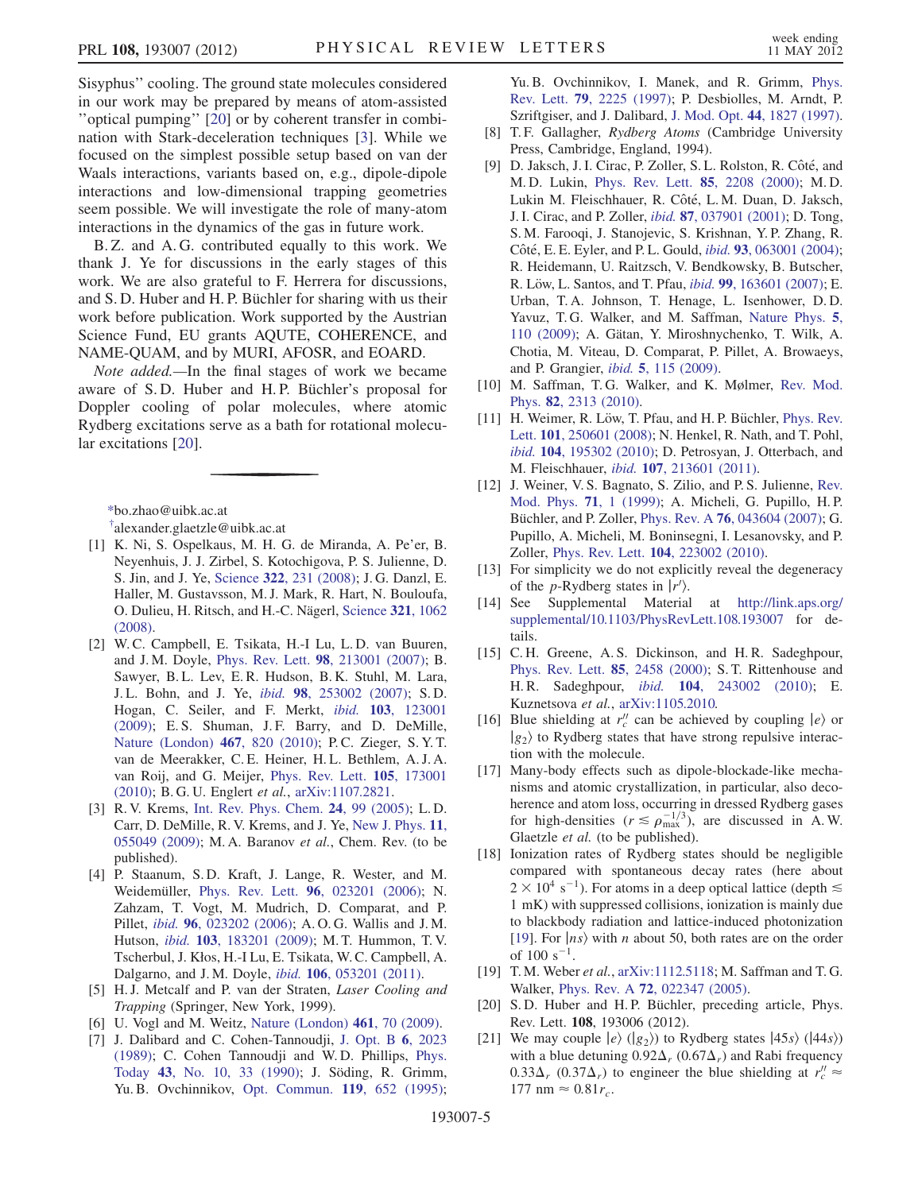Sisyphus'' cooling. The ground state molecules considered in our work may be prepared by means of atom-assisted ''optical pumping'' [20] or by coherent transfer in combination with Stark-deceleration techniques [3]. While we focused on the simplest possible setup based on van der Waals interactions, variants based on, e.g., dipole-dipole interactions and low-dimensional trapping geometries seem possible. We will investigate the role of many-atom interactions in the dynamics of the gas in future work.

B. Z. and A. G. contributed equally to this work. We thank J. Ye for discussions in the early stages of this work. We are also grateful to F. Herrera for discussions, and S. D. Huber and H. P. Büchler for sharing with us their work before publication. Work supported by the Austrian Science Fund, EU grants AQUTE, COHERENCE, and NAME-QUAM, and by MURI, AFOSR, and EOARD.

*Note added.*—In the final stages of work we became aware of S. D. Huber and H. P. Büchler's proposal for Doppler cooling of polar molecules, where atomic Rydberg excitations serve as a bath for rotational molecular excitations [20].

---

*bo.zhao@uibk.ac.at

†alexander.glaetzle@uibk.ac.at

[1] K. Ni, S. Ospelkaus, M. H. G. de Miranda, A. Pe'er, B. Neyenhuis, J. J. Zirbel, S. Kotochigova, P. S. Julienne, D. S. Jin, and J. Ye, Science **322**, 231 (2008); J. G. Danzl, E. Haller, M. Gustavsson, M. J. Mark, R. Hart, N. Bouloufa, O. Dulieu, H. Ritsch, and H.-C. Nägerl, Science **321**, 1062 (2008).

[2] W. C. Campbell, E. Tsikata, H.-I Lu, L. D. van Buuren, and J. M. Doyle, Phys. Rev. Lett. **98**, 213001 (2007); B. Sawyer, B. L. Lev, E. R. Hudson, B. K. Stuhl, M. Lara, J. L. Bohn, and J. Ye, *ibid.* **98**, 253002 (2007); S. D. Hogan, C. Seiler, and F. Merkt, *ibid.* **103**, 123001 (2009); E. S. Shuman, J. F. Barry, and D. DeMille, Nature (London) **467**, 820 (2010); P. C. Zieger, S. Y. T. van de Meerakker, C. E. Heiner, H. L. Bethlem, A. J. A. van Roij, and G. Meijer, Phys. Rev. Lett. **105**, 173001 (2010); B. G. U. Englert *et al.*, arXiv:1107.2821.

[3] R. V. Krems, Int. Rev. Phys. Chem. **24**, 99 (2005); L. D. Carr, D. DeMille, R. V. Krems, and J. Ye, New J. Phys. **11**, 055049 (2009); M. A. Baranov *et al.*, Chem. Rev. (to be published).

[4] P. Staanum, S. D. Kraft, J. Lange, R. Wester, and M. Weidemüller, Phys. Rev. Lett. **96**, 023201 (2006); N. Zahzam, T. Vogt, M. Mudrich, D. Comparat, and P. Pillet, *ibid.* **96**, 023202 (2006); A. O. G. Wallis and J. M. Hutson, *ibid.* **103**, 183201 (2009); M. T. Hummon, T. V. Tscherbul, J. Kłos, H.-I Lu, E. Tsikata, W. C. Campbell, A. Dalgarno, and J. M. Doyle, *ibid.* **106**, 053201 (2011).

[5] H. J. Metcalf and P. van der Straten, *Laser Cooling and Trapping* (Springer, New York, 1999).

[6] U. Vogl and M. Weitz, Nature (London) **461**, 70 (2009).

[7] J. Dalibard and C. Cohen-Tannoudji, J. Opt. B **6**, 2023 (1989); C. Cohen Tannoudji and W. D. Phillips, Phys. Today **43**, No. 10, 33 (1990); J. Söding, R. Grimm, Yu. B. Ovchinnikov, Opt. Commun. **119**, 652 (1995); Yu. B. Ovchinnikov, I. Manek, and R. Grimm, Phys. Rev. Lett. **79**, 2225 (1997); P. Desbiolles, M. Arndt, P. Szriftgiser, and J. Dalibard, J. Mod. Opt. **44**, 1827 (1997).

[8] T. F. Gallagher, *Rydberg Atoms* (Cambridge University Press, Cambridge, England, 1994).

[9] D. Jaksch, J. I. Cirac, P. Zoller, S. L. Rolston, R. Côté, and M. D. Lukin, Phys. Rev. Lett. **85**, 2208 (2000); M. D. Lukin M. Fleischhauer, R. Côté, L. M. Duan, D. Jaksch, J. I. Cirac, and P. Zoller, *ibid.* **87**, 037901 (2001); D. Tong, S. M. Farooqi, J. Stanojevic, S. Krishnan, Y. P. Zhang, R. Côté, E. E. Eyler, and P. L. Gould, *ibid.* **93**, 063001 (2004); R. Heidemann, U. Raitzsch, V. Bendkowsky, B. Butscher, R. Löw, L. Santos, and T. Pfau, *ibid.* **99**, 163601 (2007); E. Urban, T. A. Johnson, T. Henage, L. Isenhower, D. D. Yavuz, T. G. Walker, and M. Saffman, Nature Phys. **5**, 110 (2009); A. Gätan, Y. Miroshnychenko, T. Wilk, A. Chotia, M. Viteau, D. Comparat, P. Pillet, A. Browaeys, and P. Grangier, *ibid.* **5**, 115 (2009).

[10] M. Saffman, T. G. Walker, and K. Mølmer, Rev. Mod. Phys. **82**, 2313 (2010).

[11] H. Weimer, R. Löw, T. Pfau, and H. P. Büchler, Phys. Rev. Lett. **101**, 250601 (2008); N. Henkel, R. Nath, and T. Pohl, *ibid.* **104**, 195302 (2010); D. Petrosyan, J. Otterbach, and M. Fleischhauer, *ibid.* **107**, 213601 (2011).

[12] J. Weiner, V. S. Bagnato, S. Zilio, and P. S. Julienne, Rev. Mod. Phys. **71**, 1 (1999); A. Micheli, G. Pupillo, H. P. Büchler, and P. Zoller, Phys. Rev. A **76**, 043604 (2007); G. Pupillo, A. Micheli, M. Boninsegni, I. Lesanovsky, and P. Zoller, Phys. Rev. Lett. **104**, 223002 (2010).

[13] For simplicity we do not explicitly reveal the degeneracy of the $p$-Rydberg states in $|r'\rangle$.

[14] See Supplemental Material at http://link.aps.org/supplemental/10.1103/PhysRevLett.108.193007 for details.

[15] C. H. Greene, A. S. Dickinson, and H. R. Sadeghpour, Phys. Rev. Lett. **85**, 2458 (2000); S. T. Rittenhouse and H. R. Sadeghpour, *ibid.* **104**, 243002 (2010); E. Kuznetsova *et al.*, arXiv:1105.2010.

[16] Blue shielding at $r_c''$ can be achieved by coupling $|e\rangle$ or $|g_2\rangle$ to Rydberg states that have strong repulsive interaction with the molecule.

[17] Many-body effects such as dipole-blockade-like mechanisms and atomic crystallization, in particular, also decoherence and atom loss, occurring in dressed Rydberg gases for high-densities ($r \lesssim \rho_{\max}^{-1/3}$), are discussed in A. W. Glaetzle *et al.* (to be published).

[18] Ionization rates of Rydberg states should be negligible compared with spontaneous decay rates (here about $2 \times 10^4\ \mathrm{s}^{-1}$). For atoms in a deep optical lattice (depth $\lesssim$ 1 mK) with suppressed collisions, ionization is mainly due to blackbody radiation and lattice-induced photonization [19]. For $|ns\rangle$ with $n$ about 50, both rates are on the order of $100\ \mathrm{s}^{-1}$.

[19] T. M. Weber *et al.*, arXiv:1112.5118; M. Saffman and T. G. Walker, Phys. Rev. A **72**, 022347 (2005).

[20] S. D. Huber and H. P. Büchler, preceding article, Phys. Rev. Lett. **108**, 193006 (2012).

[21] We may couple $|e\rangle$ ($|g_2\rangle$) to Rydberg states $|45s\rangle$ ($|44s\rangle$) with a blue detuning $0.92\Delta_r$ ($0.67\Delta_r$) and Rabi frequency $0.33\Delta_r$ ($0.37\Delta_r$) to engineer the blue shielding at $r_c'' \approx 177$ nm $\approx 0.81 r_c$.